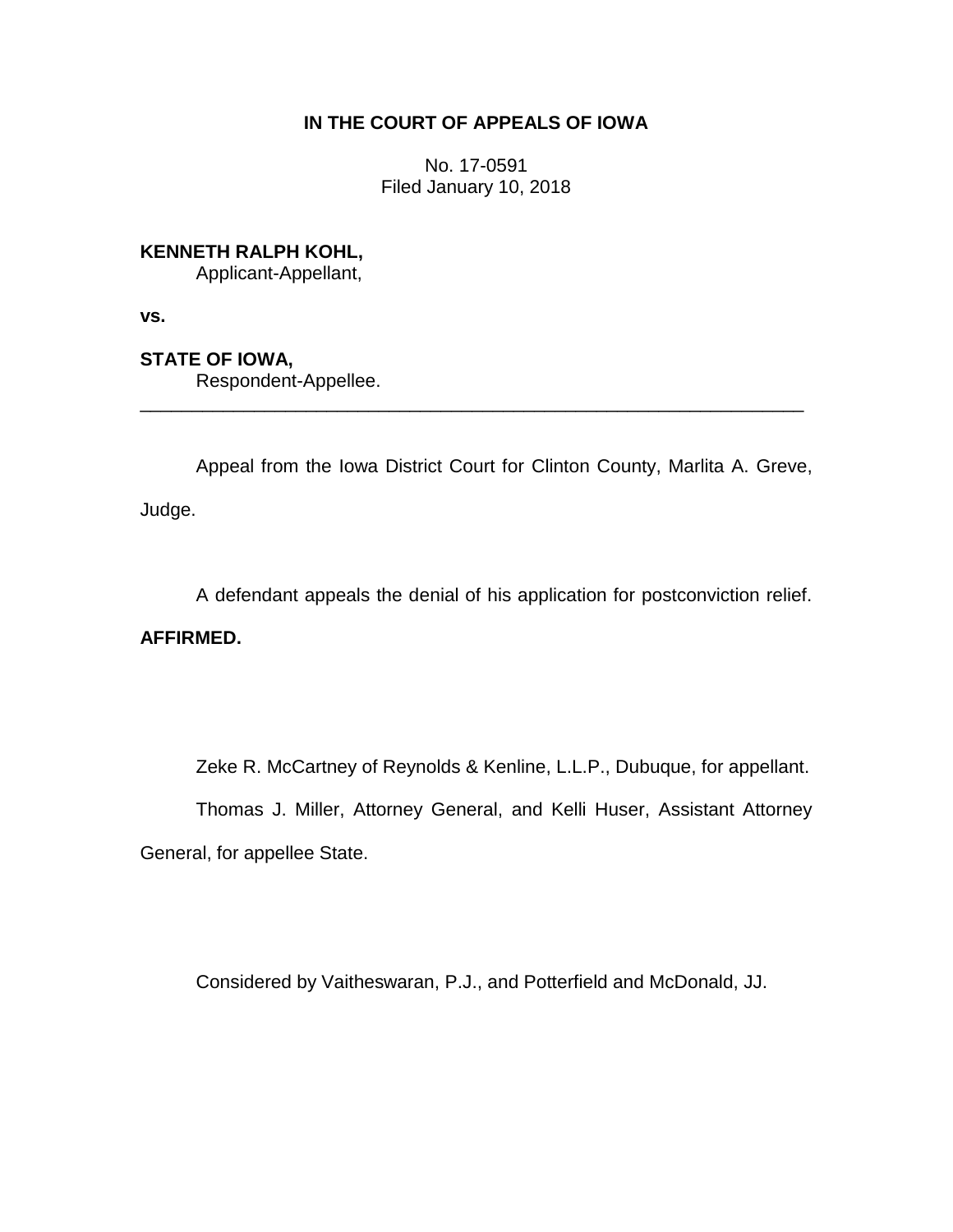**IN THE COURT OF APPEALS OF IOWA**

No. 17-0591
Filed January 10, 2018

**KENNETH RALPH KOHL,**
Applicant-Appellant,

**vs.**

**STATE OF IOWA,**
Respondent-Appellee.

---

Appeal from the Iowa District Court for Clinton County, Marlita A. Greve, Judge.

A defendant appeals the denial of his application for postconviction relief. **AFFIRMED.**

Zeke R. McCartney of Reynolds & Kenline, L.L.P., Dubuque, for appellant.

Thomas J. Miller, Attorney General, and Kelli Huser, Assistant Attorney General, for appellee State.

Considered by Vaitheswaran, P.J., and Potterfield and McDonald, JJ.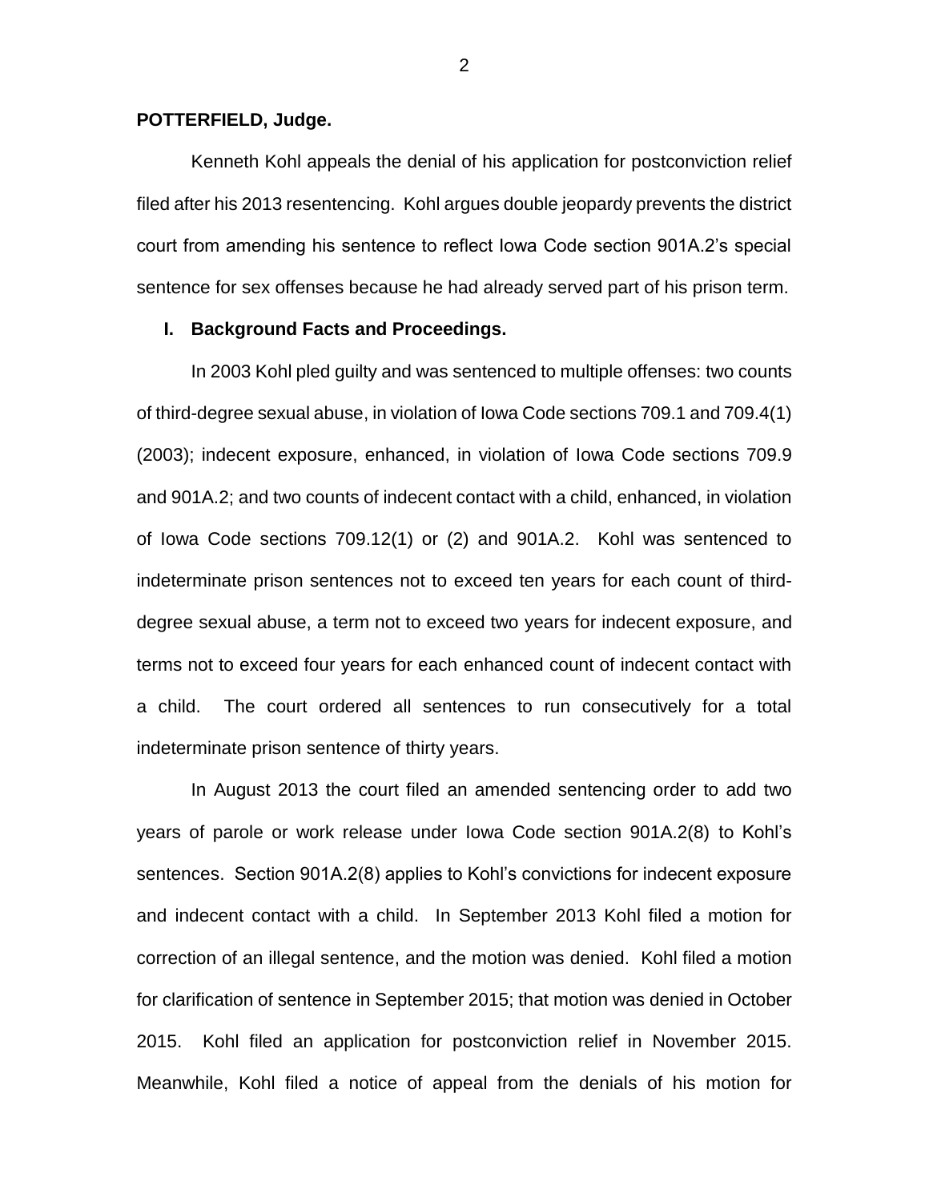**POTTERFIELD, Judge.**

Kenneth Kohl appeals the denial of his application for postconviction relief filed after his 2013 resentencing. Kohl argues double jeopardy prevents the district court from amending his sentence to reflect Iowa Code section 901A.2's special sentence for sex offenses because he had already served part of his prison term.

## I. Background Facts and Proceedings.

In 2003 Kohl pled guilty and was sentenced to multiple offenses: two counts of third-degree sexual abuse, in violation of Iowa Code sections 709.1 and 709.4(1) (2003); indecent exposure, enhanced, in violation of Iowa Code sections 709.9 and 901A.2; and two counts of indecent contact with a child, enhanced, in violation of Iowa Code sections 709.12(1) or (2) and 901A.2. Kohl was sentenced to indeterminate prison sentences not to exceed ten years for each count of third-degree sexual abuse, a term not to exceed two years for indecent exposure, and terms not to exceed four years for each enhanced count of indecent contact with a child. The court ordered all sentences to run consecutively for a total indeterminate prison sentence of thirty years.

In August 2013 the court filed an amended sentencing order to add two years of parole or work release under Iowa Code section 901A.2(8) to Kohl's sentences. Section 901A.2(8) applies to Kohl's convictions for indecent exposure and indecent contact with a child. In September 2013 Kohl filed a motion for correction of an illegal sentence, and the motion was denied. Kohl filed a motion for clarification of sentence in September 2015; that motion was denied in October 2015. Kohl filed an application for postconviction relief in November 2015. Meanwhile, Kohl filed a notice of appeal from the denials of his motion for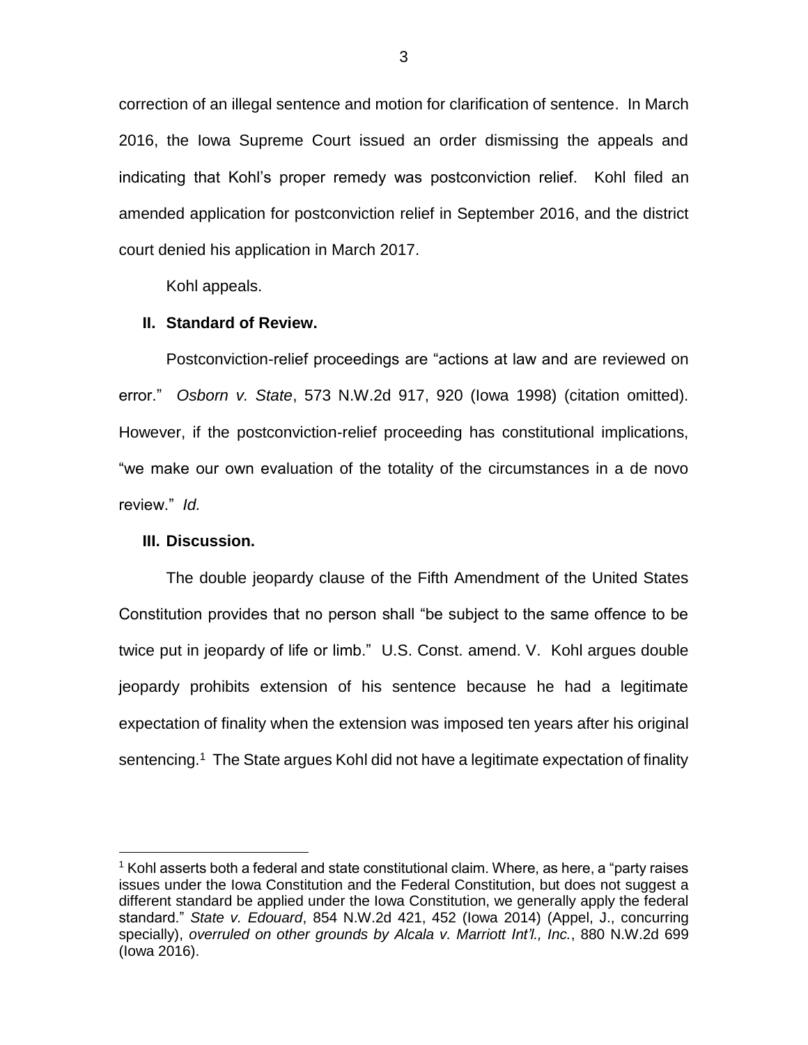correction of an illegal sentence and motion for clarification of sentence. In March 2016, the Iowa Supreme Court issued an order dismissing the appeals and indicating that Kohl's proper remedy was postconviction relief. Kohl filed an amended application for postconviction relief in September 2016, and the district court denied his application in March 2017.

Kohl appeals.

## II. Standard of Review.

Postconviction-relief proceedings are "actions at law and are reviewed on error." *Osborn v. State*, 573 N.W.2d 917, 920 (Iowa 1998) (citation omitted). However, if the postconviction-relief proceeding has constitutional implications, "we make our own evaluation of the totality of the circumstances in a de novo review." *Id.*

## III. Discussion.

The double jeopardy clause of the Fifth Amendment of the United States Constitution provides that no person shall "be subject to the same offence to be twice put in jeopardy of life or limb." U.S. Const. amend. V. Kohl argues double jeopardy prohibits extension of his sentence because he had a legitimate expectation of finality when the extension was imposed ten years after his original sentencing.[1] The State argues Kohl did not have a legitimate expectation of finality

---

[1] Kohl asserts both a federal and state constitutional claim. Where, as here, a "party raises issues under the Iowa Constitution and the Federal Constitution, but does not suggest a different standard be applied under the Iowa Constitution, we generally apply the federal standard." *State v. Edouard*, 854 N.W.2d 421, 452 (Iowa 2014) (Appel, J., concurring specially), *overruled on other grounds by Alcala v. Marriott Int'l., Inc.*, 880 N.W.2d 699 (Iowa 2016).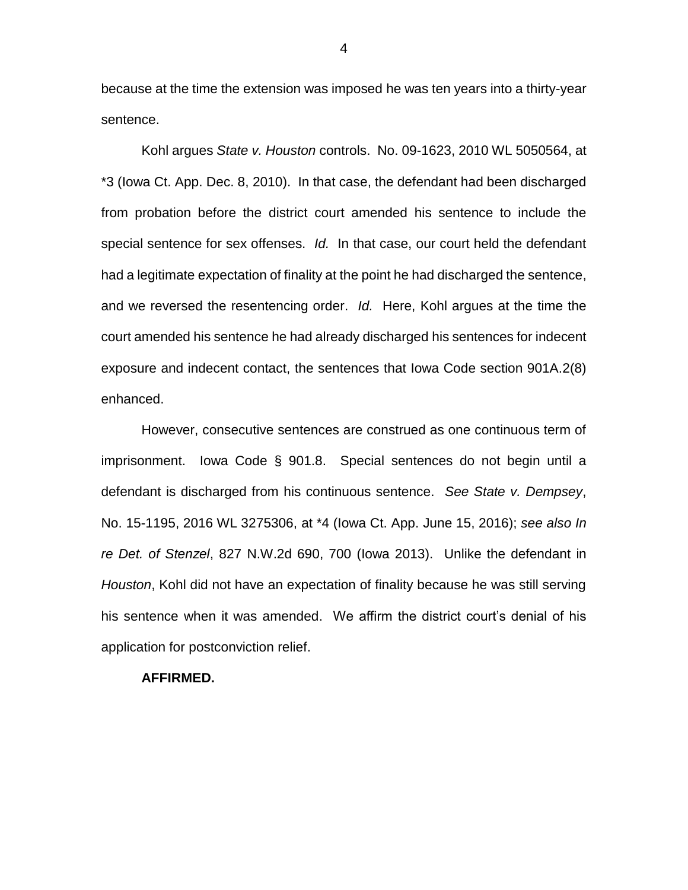because at the time the extension was imposed he was ten years into a thirty-year sentence.

Kohl argues *State v. Houston* controls. No. 09-1623, 2010 WL 5050564, at *3 (Iowa Ct. App. Dec. 8, 2010). In that case, the defendant had been discharged from probation before the district court amended his sentence to include the special sentence for sex offenses. *Id.* In that case, our court held the defendant had a legitimate expectation of finality at the point he had discharged the sentence, and we reversed the resentencing order. *Id.* Here, Kohl argues at the time the court amended his sentence he had already discharged his sentences for indecent exposure and indecent contact, the sentences that Iowa Code section 901A.2(8) enhanced.

However, consecutive sentences are construed as one continuous term of imprisonment. Iowa Code § 901.8. Special sentences do not begin until a defendant is discharged from his continuous sentence. *See State v. Dempsey*, No. 15-1195, 2016 WL 3275306, at *4 (Iowa Ct. App. June 15, 2016); *see also In re Det. of Stenzel*, 827 N.W.2d 690, 700 (Iowa 2013). Unlike the defendant in *Houston*, Kohl did not have an expectation of finality because he was still serving his sentence when it was amended. We affirm the district court's denial of his application for postconviction relief.

**AFFIRMED.**